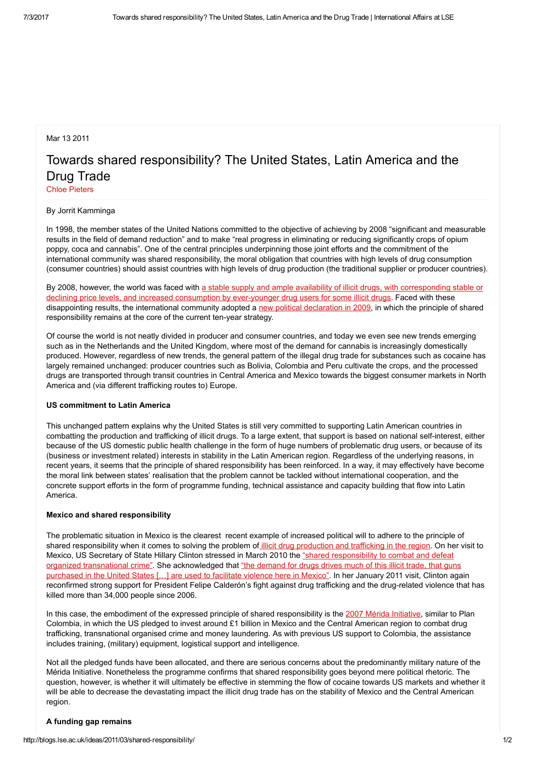Mar 13 2011

# Towards shared responsibility? The United States, Latin America and the Drug Trade

Chloe Pieters

By Jorrit Kamminga

In 1998, the member states of the United Nations committed to the objective of achieving by 2008 “significant and measurable results in the field of demand reduction” and to make “real progress in eliminating or reducing significantly crops of opium poppy, coca and cannabis”. One of the central principles underpinning those joint efforts and the commitment of the international community was shared responsibility, the moral obligation that countries with high levels of drug consumption (consumer countries) should assist countries with high levels of drug production (the traditional supplier or producer countries).

By 2008, however, the world was faced with a stable supply and ample availability of illicit drugs, with corresponding stable or declining price levels, and increased consumption by ever-younger drug users for some illicit drugs. Faced with these disappointing results, the international community adopted a new political declaration in 2009, in which the principle of shared responsibility remains at the core of the current ten-year strategy.

Of course the world is not neatly divided in producer and consumer countries, and today we even see new trends emerging such as in the Netherlands and the United Kingdom, where most of the demand for cannabis is increasingly domestically produced. However, regardless of new trends, the general pattern of the illegal drug trade for substances such as cocaine has largely remained unchanged: producer countries such as Bolivia, Colombia and Peru cultivate the crops, and the processed drugs are transported through transit countries in Central America and Mexico towards the biggest consumer markets in North America and (via different trafficking routes to) Europe.

**US commitment to Latin America**

This unchanged pattern explains why the United States is still very committed to supporting Latin American countries in combatting the production and trafficking of illicit drugs. To a large extent, that support is based on national self-interest, either because of the US domestic public health challenge in the form of huge numbers of problematic drug users, or because of its (business or investment related) interests in stability in the Latin American region. Regardless of the underlying reasons, in recent years, it seems that the principle of shared responsibility has been reinforced. In a way, it may effectively have become the moral link between states’ realisation that the problem cannot be tackled without international cooperation, and the concrete support efforts in the form of programme funding, technical assistance and capacity building that flow into Latin America.

**Mexico and shared responsibility**

The problematic situation in Mexico is the clearest recent example of increased political will to adhere to the principle of shared responsibility when it comes to solving the problem of illicit drug production and trafficking in the region. On her visit to Mexico, US Secretary of State Hillary Clinton stressed in March 2010 the “shared responsibility to combat and defeat organized transnational crime”. She acknowledged that “the demand for drugs drives much of this illicit trade, that guns purchased in the United States […] are used to facilitate violence here in Mexico”. In her January 2011 visit, Clinton again reconfirmed strong support for President Felipe Calderón’s fight against drug trafficking and the drug-related violence that has killed more than 34,000 people since 2006.

In this case, the embodiment of the expressed principle of shared responsibility is the 2007 Mérida Initiative, similar to Plan Colombia, in which the US pledged to invest around £1 billion in Mexico and the Central American region to combat drug trafficking, transnational organised crime and money laundering. As with previous US support to Colombia, the assistance includes training, (military) equipment, logistical support and intelligence.

Not all the pledged funds have been allocated, and there are serious concerns about the predominantly military nature of the Mérida Initiative. Nonetheless the programme confirms that shared responsibility goes beyond mere political rhetoric. The question, however, is whether it will ultimately be effective in stemming the flow of cocaine towards US markets and whether it will be able to decrease the devastating impact the illicit drug trade has on the stability of Mexico and the Central American region.

**A funding gap remains**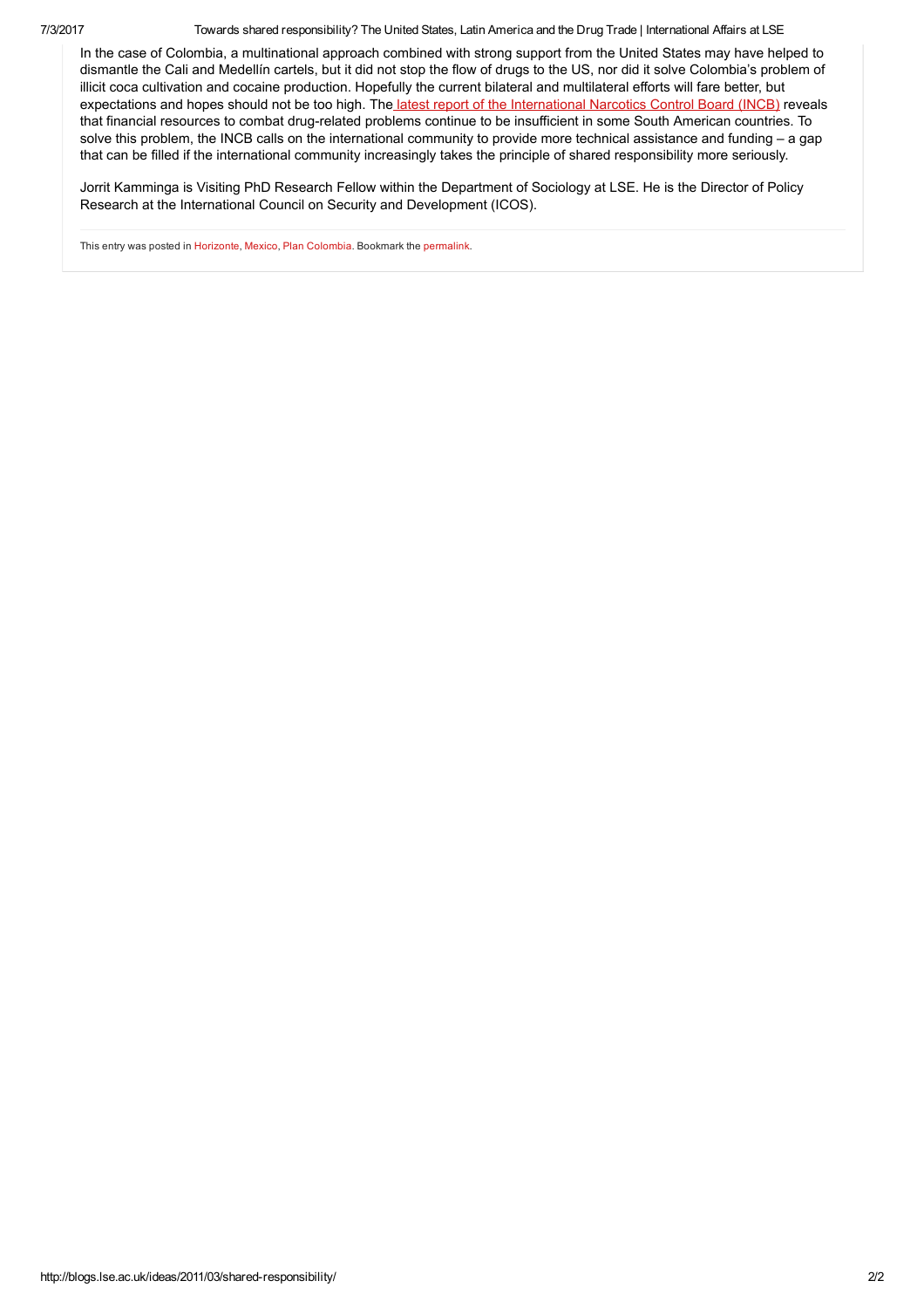In the case of Colombia, a multinational approach combined with strong support from the United States may have helped to dismantle the Cali and Medellín cartels, but it did not stop the flow of drugs to the US, nor did it solve Colombia's problem of illicit coca cultivation and cocaine production. Hopefully the current bilateral and multilateral efforts will fare better, but expectations and hopes should not be too high. The latest report of the International Narcotics Control Board (INCB) reveals that financial resources to combat drug-related problems continue to be insufficient in some South American countries. To solve this problem, the INCB calls on the international community to provide more technical assistance and funding – a gap that can be filled if the international community increasingly takes the principle of shared responsibility more seriously.

Jorrit Kamminga is Visiting PhD Research Fellow within the Department of Sociology at LSE. He is the Director of Policy Research at the International Council on Security and Development (ICOS).

This entry was posted in Horizonte, Mexico, Plan Colombia. Bookmark the permalink.